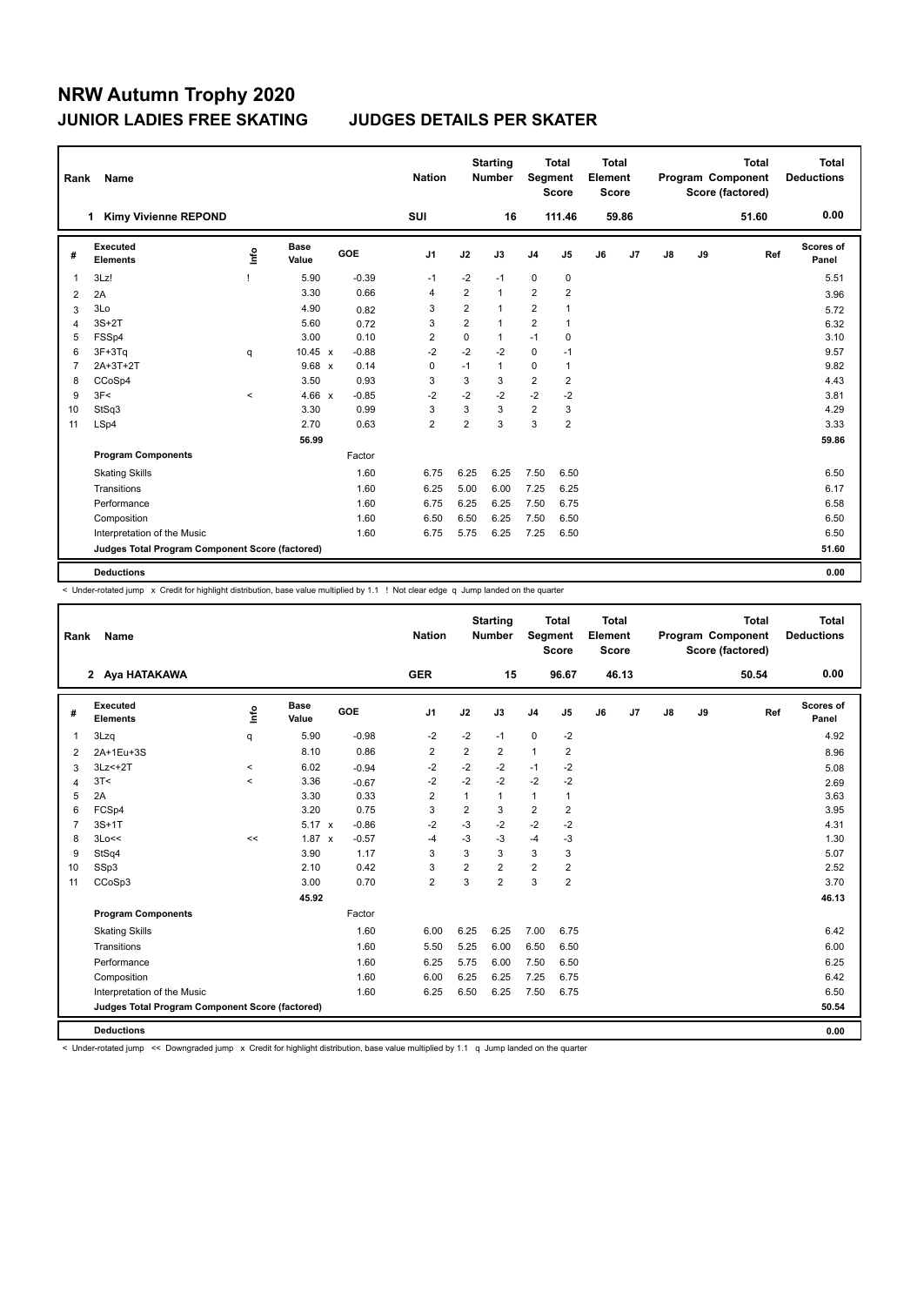# NRW Autumn Trophy 2020

## JUNIOR LADIES FREE SKATING — JUDGES DETAILS PER SKATER

| Rank | Name | Nation | Starting Number | Total Segment Score | Total Element Score | Total Program Component Score (factored) | Total Deductions |
|---|---|---|---|---|---|---|---|
| 1 | Kimy Vivienne REPOND | SUI | 16 | 111.46 | 59.86 | 51.60 | 0.00 |

| # | Executed Elements | Info | Base Value | | GOE | J1 | J2 | J3 | J4 | J5 | J6 | J7 | J8 | J9 | Ref | Scores of Panel |
|---|---|---|---|---|---|---|---|---|---|---|---|---|---|---|---|---|
| 1 | 3Lz! | ! | 5.90 | | -0.39 | -1 | -2 | -1 | 0 | 0 | | | | | | 5.51 |
| 2 | 2A | | 3.30 | | 0.66 | 4 | 2 | 1 | 2 | 2 | | | | | | 3.96 |
| 3 | 3Lo | | 4.90 | | 0.82 | 3 | 2 | 1 | 2 | 1 | | | | | | 5.72 |
| 4 | 3S+2T | | 5.60 | | 0.72 | 3 | 2 | 1 | 2 | 1 | | | | | | 6.32 |
| 5 | FSSp4 | | 3.00 | | 0.10 | 2 | 0 | 1 | -1 | 0 | | | | | | 3.10 |
| 6 | 3F+3Tq | q | 10.45 | x | -0.88 | -2 | -2 | -2 | 0 | -1 | | | | | | 9.57 |
| 7 | 2A+3T+2T | | 9.68 | x | 0.14 | 0 | -1 | 1 | 0 | 1 | | | | | | 9.82 |
| 8 | CCoSp4 | | 3.50 | | 0.93 | 3 | 3 | 3 | 2 | 2 | | | | | | 4.43 |
| 9 | 3F< | < | 4.66 | x | -0.85 | -2 | -2 | -2 | -2 | -2 | | | | | | 3.81 |
| 10 | StSq3 | | 3.30 | | 0.99 | 3 | 3 | 3 | 2 | 3 | | | | | | 4.29 |
| 11 | LSp4 | | 2.70 | | 0.63 | 2 | 2 | 3 | 3 | 2 | | | | | | 3.33 |
| | | | 56.99 | | | | | | | | | | | | | 59.86 |
| | **Program Components** | | | | Factor | | | | | | | | | | | |
| | Skating Skills | | | | 1.60 | 6.75 | 6.25 | 6.25 | 7.50 | 6.50 | | | | | | 6.50 |
| | Transitions | | | | 1.60 | 6.25 | 5.00 | 6.00 | 7.25 | 6.25 | | | | | | 6.17 |
| | Performance | | | | 1.60 | 6.75 | 6.25 | 6.25 | 7.50 | 6.75 | | | | | | 6.58 |
| | Composition | | | | 1.60 | 6.50 | 6.50 | 6.25 | 7.50 | 6.50 | | | | | | 6.50 |
| | Interpretation of the Music | | | | 1.60 | 6.75 | 5.75 | 6.25 | 7.25 | 6.50 | | | | | | 6.50 |
| | **Judges Total Program Component Score (factored)** | | | | | | | | | | | | | | | 51.60 |
| | **Deductions** | | | | | | | | | | | | | | | 0.00 |

< Under-rotated jump x Credit for highlight distribution, base value multiplied by 1.1 ! Not clear edge q Jump landed on the quarter

| Rank | Name | Nation | Starting Number | Total Segment Score | Total Element Score | Total Program Component Score (factored) | Total Deductions |
|---|---|---|---|---|---|---|---|
| 2 | Aya HATAKAWA | GER | 15 | 96.67 | 46.13 | 50.54 | 0.00 |

| # | Executed Elements | Info | Base Value | | GOE | J1 | J2 | J3 | J4 | J5 | J6 | J7 | J8 | J9 | Ref | Scores of Panel |
|---|---|---|---|---|---|---|---|---|---|---|---|---|---|---|---|---|
| 1 | 3Lzq | q | 5.90 | | -0.98 | -2 | -2 | -1 | 0 | -2 | | | | | | 4.92 |
| 2 | 2A+1Eu+3S | | 8.10 | | 0.86 | 2 | 2 | 2 | 1 | 2 | | | | | | 8.96 |
| 3 | 3Lz<+2T | < | 6.02 | | -0.94 | -2 | -2 | -2 | -1 | -2 | | | | | | 5.08 |
| 4 | 3T< | < | 3.36 | | -0.67 | -2 | -2 | -2 | -2 | -2 | | | | | | 2.69 |
| 5 | 2A | | 3.30 | | 0.33 | 2 | 1 | 1 | 1 | 1 | | | | | | 3.63 |
| 6 | FCSp4 | | 3.20 | | 0.75 | 3 | 2 | 3 | 2 | 2 | | | | | | 3.95 |
| 7 | 3S+1T | | 5.17 | x | -0.86 | -2 | -3 | -2 | -2 | -2 | | | | | | 4.31 |
| 8 | 3Lo<< | << | 1.87 | x | -0.57 | -4 | -3 | -3 | -4 | -3 | | | | | | 1.30 |
| 9 | StSq4 | | 3.90 | | 1.17 | 3 | 3 | 3 | 3 | 3 | | | | | | 5.07 |
| 10 | SSp3 | | 2.10 | | 0.42 | 3 | 2 | 2 | 2 | 2 | | | | | | 2.52 |
| 11 | CCoSp3 | | 3.00 | | 0.70 | 2 | 3 | 2 | 3 | 2 | | | | | | 3.70 |
| | | | 45.92 | | | | | | | | | | | | | 46.13 |
| | **Program Components** | | | | Factor | | | | | | | | | | | |
| | Skating Skills | | | | 1.60 | 6.00 | 6.25 | 6.25 | 7.00 | 6.75 | | | | | | 6.42 |
| | Transitions | | | | 1.60 | 5.50 | 5.25 | 6.00 | 6.50 | 6.50 | | | | | | 6.00 |
| | Performance | | | | 1.60 | 6.25 | 5.75 | 6.00 | 7.50 | 6.50 | | | | | | 6.25 |
| | Composition | | | | 1.60 | 6.00 | 6.25 | 6.25 | 7.25 | 6.75 | | | | | | 6.42 |
| | Interpretation of the Music | | | | 1.60 | 6.25 | 6.50 | 6.25 | 7.50 | 6.75 | | | | | | 6.50 |
| | **Judges Total Program Component Score (factored)** | | | | | | | | | | | | | | | 50.54 |
| | **Deductions** | | | | | | | | | | | | | | | 0.00 |

< Under-rotated jump << Downgraded jump x Credit for highlight distribution, base value multiplied by 1.1 q Jump landed on the quarter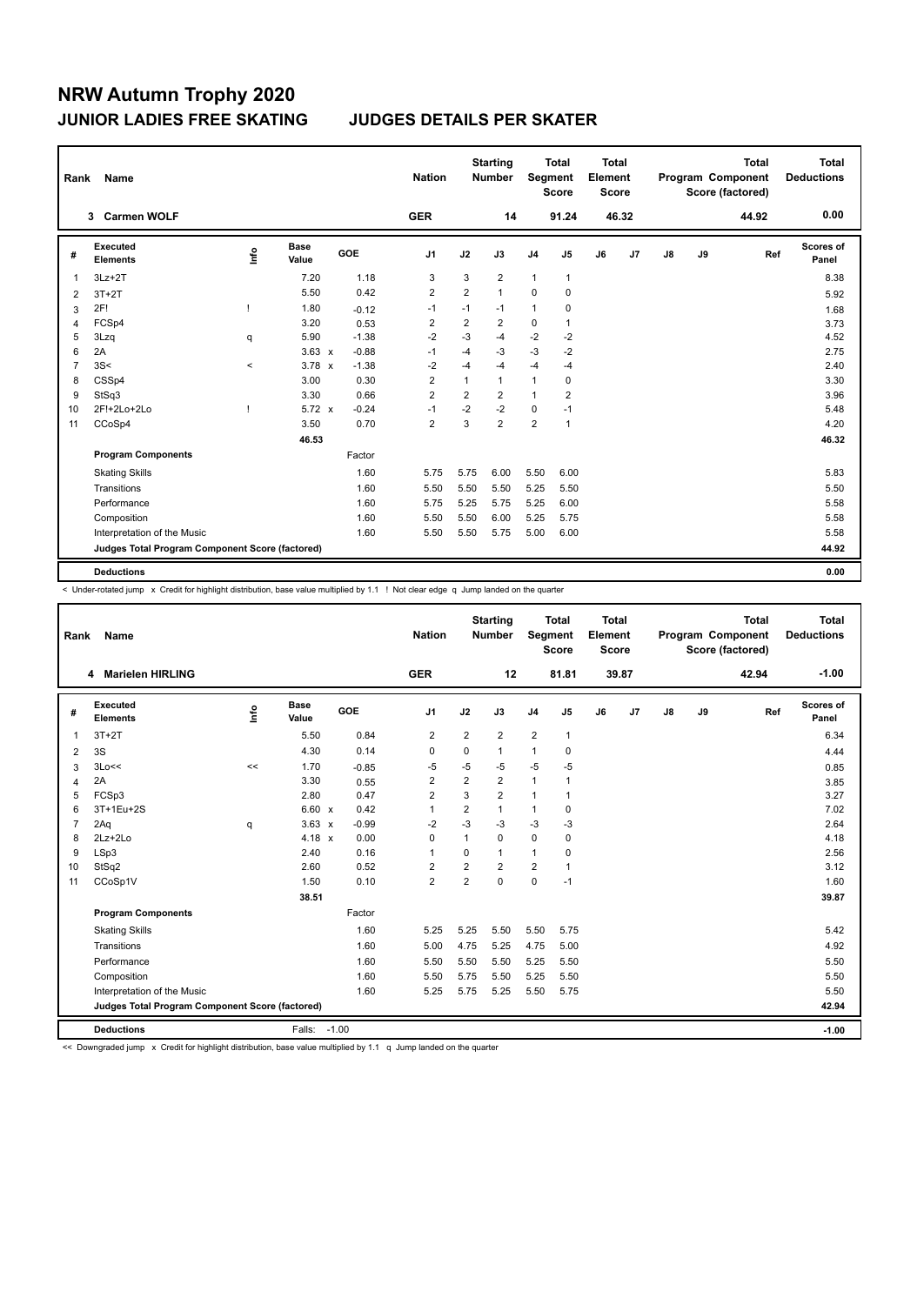# NRW Autumn Trophy 2020

## JUNIOR LADIES FREE SKATING — JUDGES DETAILS PER SKATER

| Rank | Name | Nation | Starting Number | Total Segment Score | Total Element Score | Total Program Component Score (factored) | Total Deductions |
|---|---|---|---|---|---|---|---|
| 3 | Carmen WOLF | GER | 14 | 91.24 | 46.32 | 44.92 | 0.00 |

| # | Executed Elements | Info | Base Value | | GOE | J1 | J2 | J3 | J4 | J5 | J6 | J7 | J8 | J9 | Ref | Scores of Panel |
|---|---|---|---|---|---|---|---|---|---|---|---|---|---|---|---|---|
| 1 | 3Lz+2T | | 7.20 | | 1.18 | 3 | 3 | 2 | 1 | 1 | | | | | | 8.38 |
| 2 | 3T+2T | | 5.50 | | 0.42 | 2 | 2 | 1 | 0 | 0 | | | | | | 5.92 |
| 3 | 2F! | ! | 1.80 | | -0.12 | -1 | -1 | -1 | 1 | 0 | | | | | | 1.68 |
| 4 | FCSp4 | | 3.20 | | 0.53 | 2 | 2 | 2 | 0 | 1 | | | | | | 3.73 |
| 5 | 3Lzq | q | 5.90 | | -1.38 | -2 | -3 | -4 | -2 | -2 | | | | | | 4.52 |
| 6 | 2A | | 3.63 | x | -0.88 | -1 | -4 | -3 | -3 | -2 | | | | | | 2.75 |
| 7 | 3S< | < | 3.78 | x | -1.38 | -2 | -4 | -4 | -4 | -4 | | | | | | 2.40 |
| 8 | CSSp4 | | 3.00 | | 0.30 | 2 | 1 | 1 | 1 | 0 | | | | | | 3.30 |
| 9 | StSq3 | | 3.30 | | 0.66 | 2 | 2 | 2 | 1 | 2 | | | | | | 3.96 |
| 10 | 2F!+2Lo+2Lo | ! | 5.72 | x | -0.24 | -1 | -2 | -2 | 0 | -1 | | | | | | 5.48 |
| 11 | CCoSp4 | | 3.50 | | 0.70 | 2 | 3 | 2 | 2 | 1 | | | | | | 4.20 |
| | | | 46.53 | | | | | | | | | | | | | 46.32 |
| | **Program Components** | | | | Factor | | | | | | | | | | | |
| | Skating Skills | | | | 1.60 | 5.75 | 5.75 | 6.00 | 5.50 | 6.00 | | | | | | 5.83 |
| | Transitions | | | | 1.60 | 5.50 | 5.50 | 5.50 | 5.25 | 5.50 | | | | | | 5.50 |
| | Performance | | | | 1.60 | 5.75 | 5.25 | 5.75 | 5.25 | 6.00 | | | | | | 5.58 |
| | Composition | | | | 1.60 | 5.50 | 5.50 | 6.00 | 5.25 | 5.75 | | | | | | 5.58 |
| | Interpretation of the Music | | | | 1.60 | 5.50 | 5.50 | 5.75 | 5.00 | 6.00 | | | | | | 5.58 |
| | **Judges Total Program Component Score (factored)** | | | | | | | | | | | | | | | 44.92 |
| | **Deductions** | | | | | | | | | | | | | | | 0.00 |

< Under-rotated jump x Credit for highlight distribution, base value multiplied by 1.1 ! Not clear edge q Jump landed on the quarter

| Rank | Name | Nation | Starting Number | Total Segment Score | Total Element Score | Total Program Component Score (factored) | Total Deductions |
|---|---|---|---|---|---|---|---|
| 4 | Marielen HIRLING | GER | 12 | 81.81 | 39.87 | 42.94 | -1.00 |

| # | Executed Elements | Info | Base Value | | GOE | J1 | J2 | J3 | J4 | J5 | J6 | J7 | J8 | J9 | Ref | Scores of Panel |
|---|---|---|---|---|---|---|---|---|---|---|---|---|---|---|---|---|
| 1 | 3T+2T | | 5.50 | | 0.84 | 2 | 2 | 2 | 2 | 1 | | | | | | 6.34 |
| 2 | 3S | | 4.30 | | 0.14 | 0 | 0 | 1 | 1 | 0 | | | | | | 4.44 |
| 3 | 3Lo<< | << | 1.70 | | -0.85 | -5 | -5 | -5 | -5 | -5 | | | | | | 0.85 |
| 4 | 2A | | 3.30 | | 0.55 | 2 | 2 | 2 | 1 | 1 | | | | | | 3.85 |
| 5 | FCSp3 | | 2.80 | | 0.47 | 2 | 3 | 2 | 1 | 1 | | | | | | 3.27 |
| 6 | 3T+1Eu+2S | | 6.60 | x | 0.42 | 1 | 2 | 1 | 1 | 0 | | | | | | 7.02 |
| 7 | 2Aq | q | 3.63 | x | -0.99 | -2 | -3 | -3 | -3 | -3 | | | | | | 2.64 |
| 8 | 2Lz+2Lo | | 4.18 | x | 0.00 | 0 | 1 | 0 | 0 | 0 | | | | | | 4.18 |
| 9 | LSp3 | | 2.40 | | 0.16 | 1 | 0 | 1 | 1 | 0 | | | | | | 2.56 |
| 10 | StSq2 | | 2.60 | | 0.52 | 2 | 2 | 2 | 2 | 1 | | | | | | 3.12 |
| 11 | CCoSp1V | | 1.50 | | 0.10 | 2 | 2 | 0 | 0 | -1 | | | | | | 1.60 |
| | | | 38.51 | | | | | | | | | | | | | 39.87 |
| | **Program Components** | | | | Factor | | | | | | | | | | | |
| | Skating Skills | | | | 1.60 | 5.25 | 5.25 | 5.50 | 5.50 | 5.75 | | | | | | 5.42 |
| | Transitions | | | | 1.60 | 5.00 | 4.75 | 5.25 | 4.75 | 5.00 | | | | | | 4.92 |
| | Performance | | | | 1.60 | 5.50 | 5.50 | 5.50 | 5.25 | 5.50 | | | | | | 5.50 |
| | Composition | | | | 1.60 | 5.50 | 5.75 | 5.50 | 5.25 | 5.50 | | | | | | 5.50 |
| | Interpretation of the Music | | | | 1.60 | 5.25 | 5.75 | 5.25 | 5.50 | 5.75 | | | | | | 5.50 |
| | **Judges Total Program Component Score (factored)** | | | | | | | | | | | | | | | 42.94 |
| | **Deductions** | | Falls: | -1.00 | | | | | | | | | | | | -1.00 |

<< Downgraded jump x Credit for highlight distribution, base value multiplied by 1.1 q Jump landed on the quarter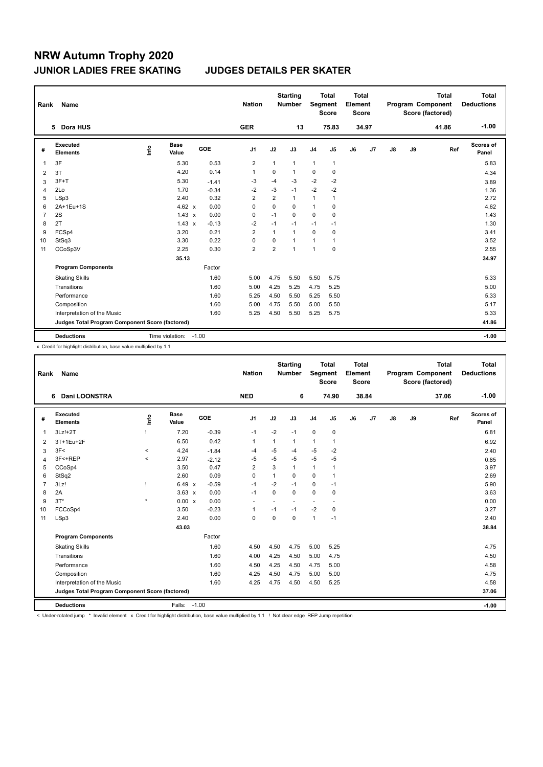# NRW Autumn Trophy 2020

## JUNIOR LADIES FREE SKATING — JUDGES DETAILS PER SKATER

| Rank | Name | Nation | Starting Number | Total Segment Score | Total Element Score | Total Program Component Score (factored) | Total Deductions |
|---|---|---|---|---|---|---|---|
| 5 | Dora HUS | GER | 13 | 75.83 | 34.97 | 41.86 | -1.00 |

| # | Executed Elements | Info | Base Value | | GOE | J1 | J2 | J3 | J4 | J5 | J6 | J7 | J8 | J9 | Ref | Scores of Panel |
|---|---|---|---|---|---|---|---|---|---|---|---|---|---|---|---|---|
| 1 | 3F | | 5.30 | | 0.53 | 2 | 1 | 1 | 1 | 1 | | | | | | 5.83 |
| 2 | 3T | | 4.20 | | 0.14 | 1 | 0 | 1 | 0 | 0 | | | | | | 4.34 |
| 3 | 3F+T | | 5.30 | | -1.41 | -3 | -4 | -3 | -2 | -2 | | | | | | 3.89 |
| 4 | 2Lo | | 1.70 | | -0.34 | -2 | -3 | -1 | -2 | -2 | | | | | | 1.36 |
| 5 | LSp3 | | 2.40 | | 0.32 | 2 | 2 | 1 | 1 | 1 | | | | | | 2.72 |
| 6 | 2A+1Eu+1S | | 4.62 | x | 0.00 | 0 | 0 | 0 | 1 | 0 | | | | | | 4.62 |
| 7 | 2S | | 1.43 | x | 0.00 | 0 | -1 | 0 | 0 | 0 | | | | | | 1.43 |
| 8 | 2T | | 1.43 | x | -0.13 | -2 | -1 | -1 | -1 | -1 | | | | | | 1.30 |
| 9 | FCSp4 | | 3.20 | | 0.21 | 2 | 1 | 1 | 0 | 0 | | | | | | 3.41 |
| 10 | StSq3 | | 3.30 | | 0.22 | 0 | 0 | 1 | 1 | 1 | | | | | | 3.52 |
| 11 | CCoSp3V | | 2.25 | | 0.30 | 2 | 2 | 1 | 1 | 0 | | | | | | 2.55 |
| | | | 35.13 | | | | | | | | | | | | | 34.97 |

| Program Components | Factor | J1 | J2 | J3 | J4 | J5 | J6 | J7 | J8 | J9 | Scores of Panel |
|---|---|---|---|---|---|---|---|---|---|---|---|
| Skating Skills | 1.60 | 5.00 | 4.75 | 5.50 | 5.50 | 5.75 | | | | | 5.33 |
| Transitions | 1.60 | 5.00 | 4.25 | 5.25 | 4.75 | 5.25 | | | | | 5.00 |
| Performance | 1.60 | 5.25 | 4.50 | 5.50 | 5.25 | 5.50 | | | | | 5.33 |
| Composition | 1.60 | 5.00 | 4.75 | 5.50 | 5.00 | 5.50 | | | | | 5.17 |
| Interpretation of the Music | 1.60 | 5.25 | 4.50 | 5.50 | 5.25 | 5.75 | | | | | 5.33 |
| Judges Total Program Component Score (factored) | | | | | | | | | | | 41.86 |

| Deductions | Time violation: -1.00 | -1.00 |
|---|---|---|

x Credit for highlight distribution, base value multiplied by 1.1

| Rank | Name | Nation | Starting Number | Total Segment Score | Total Element Score | Total Program Component Score (factored) | Total Deductions |
|---|---|---|---|---|---|---|---|
| 6 | Dani LOONSTRA | NED | 6 | 74.90 | 38.84 | 37.06 | -1.00 |

| # | Executed Elements | Info | Base Value | | GOE | J1 | J2 | J3 | J4 | J5 | J6 | J7 | J8 | J9 | Ref | Scores of Panel |
|---|---|---|---|---|---|---|---|---|---|---|---|---|---|---|---|---|
| 1 | 3Lz!+2T | ! | 7.20 | | -0.39 | -1 | -2 | -1 | 0 | 0 | | | | | | 6.81 |
| 2 | 3T+1Eu+2F | | 6.50 | | 0.42 | 1 | 1 | 1 | 1 | 1 | | | | | | 6.92 |
| 3 | 3F< | < | 4.24 | | -1.84 | -4 | -5 | -4 | -5 | -2 | | | | | | 2.40 |
| 4 | 3F<+REP | < | 2.97 | | -2.12 | -5 | -5 | -5 | -5 | -5 | | | | | | 0.85 |
| 5 | CCoSp4 | | 3.50 | | 0.47 | 2 | 3 | 1 | 1 | 1 | | | | | | 3.97 |
| 6 | StSq2 | | 2.60 | | 0.09 | 0 | 1 | 0 | 0 | 1 | | | | | | 2.69 |
| 7 | 3Lz! | ! | 6.49 | x | -0.59 | -1 | -2 | -1 | 0 | -1 | | | | | | 5.90 |
| 8 | 2A | | 3.63 | x | 0.00 | -1 | 0 | 0 | 0 | 0 | | | | | | 3.63 |
| 9 | 3T* | * | 0.00 | x | 0.00 | - | - | - | - | - | | | | | | 0.00 |
| 10 | FCCoSp4 | | 3.50 | | -0.23 | 1 | -1 | -1 | -2 | 0 | | | | | | 3.27 |
| 11 | LSp3 | | 2.40 | | 0.00 | 0 | 0 | 0 | 1 | -1 | | | | | | 2.40 |
| | | | 43.03 | | | | | | | | | | | | | 38.84 |

| Program Components | Factor | J1 | J2 | J3 | J4 | J5 | J6 | J7 | J8 | J9 | Scores of Panel |
|---|---|---|---|---|---|---|---|---|---|---|---|
| Skating Skills | 1.60 | 4.50 | 4.50 | 4.75 | 5.00 | 5.25 | | | | | 4.75 |
| Transitions | 1.60 | 4.00 | 4.25 | 4.50 | 5.00 | 4.75 | | | | | 4.50 |
| Performance | 1.60 | 4.50 | 4.25 | 4.50 | 4.75 | 5.00 | | | | | 4.58 |
| Composition | 1.60 | 4.25 | 4.50 | 4.75 | 5.00 | 5.00 | | | | | 4.75 |
| Interpretation of the Music | 1.60 | 4.25 | 4.75 | 4.50 | 4.50 | 5.25 | | | | | 4.58 |
| Judges Total Program Component Score (factored) | | | | | | | | | | | 37.06 |

| Deductions | Falls: -1.00 | -1.00 |
|---|---|---|

< Under-rotated jump * Invalid element x Credit for highlight distribution, base value multiplied by 1.1 ! Not clear edge REP Jump repetition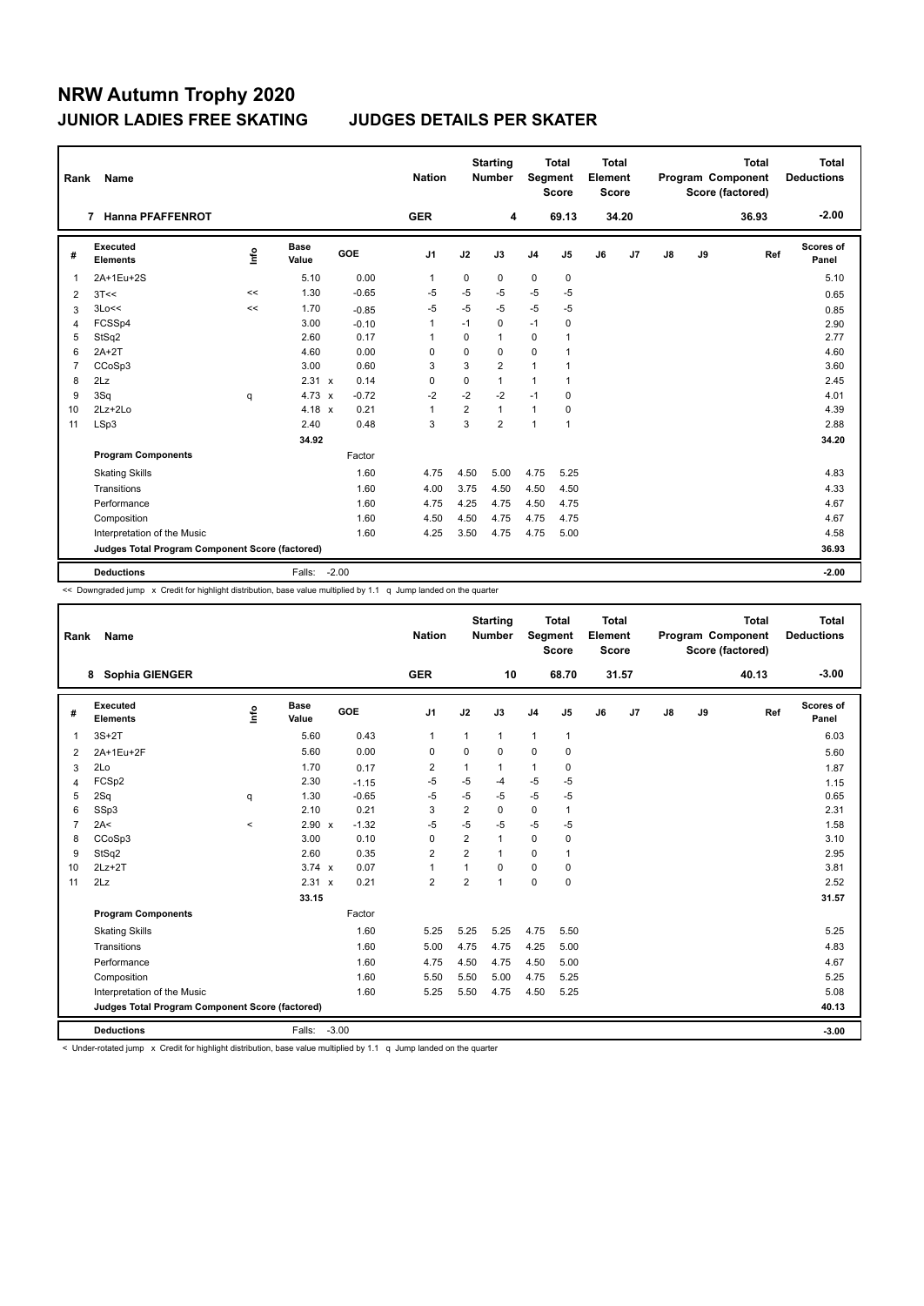# NRW Autumn Trophy 2020

## JUNIOR LADIES FREE SKATING — JUDGES DETAILS PER SKATER

| Rank | Name | Nation | Starting Number | Total Segment Score | Total Element Score | Total Program Component Score (factored) | Total Deductions |
|---|---|---|---|---|---|---|---|
| 7 | Hanna PFAFFENROT | GER | 4 | 69.13 | 34.20 | 36.93 | -2.00 |

| # | Executed Elements | Info | Base Value | | GOE | J1 | J2 | J3 | J4 | J5 | J6 | J7 | J8 | J9 | Ref | Scores of Panel |
|---|---|---|---|---|---|---|---|---|---|---|---|---|---|---|---|---|
| 1 | 2A+1Eu+2S | | 5.10 | | 0.00 | 1 | 0 | 0 | 0 | 0 | | | | | | 5.10 |
| 2 | 3T<< | << | 1.30 | | -0.65 | -5 | -5 | -5 | -5 | -5 | | | | | | 0.65 |
| 3 | 3Lo<< | << | 1.70 | | -0.85 | -5 | -5 | -5 | -5 | -5 | | | | | | 0.85 |
| 4 | FCSSp4 | | 3.00 | | -0.10 | 1 | -1 | 0 | -1 | 0 | | | | | | 2.90 |
| 5 | StSq2 | | 2.60 | | 0.17 | 1 | 0 | 1 | 0 | 1 | | | | | | 2.77 |
| 6 | 2A+2T | | 4.60 | | 0.00 | 0 | 0 | 0 | 0 | 1 | | | | | | 4.60 |
| 7 | CCoSp3 | | 3.00 | | 0.60 | 3 | 3 | 2 | 1 | 1 | | | | | | 3.60 |
| 8 | 2Lz | | 2.31 | x | 0.14 | 0 | 0 | 1 | 1 | 1 | | | | | | 2.45 |
| 9 | 3Sq | q | 4.73 | x | -0.72 | -2 | -2 | -2 | -1 | 0 | | | | | | 4.01 |
| 10 | 2Lz+2Lo | | 4.18 | x | 0.21 | 1 | 2 | 1 | 1 | 0 | | | | | | 4.39 |
| 11 | LSp3 | | 2.40 | | 0.48 | 3 | 3 | 2 | 1 | 1 | | | | | | 2.88 |
| | | | 34.92 | | | | | | | | | | | | | 34.20 |
| | **Program Components** | | | | Factor | | | | | | | | | | | |
| | Skating Skills | | | | 1.60 | 4.75 | 4.50 | 5.00 | 4.75 | 5.25 | | | | | | 4.83 |
| | Transitions | | | | 1.60 | 4.00 | 3.75 | 4.50 | 4.50 | 4.50 | | | | | | 4.33 |
| | Performance | | | | 1.60 | 4.75 | 4.25 | 4.75 | 4.50 | 4.75 | | | | | | 4.67 |
| | Composition | | | | 1.60 | 4.50 | 4.50 | 4.75 | 4.75 | 4.75 | | | | | | 4.67 |
| | Interpretation of the Music | | | | 1.60 | 4.25 | 3.50 | 4.75 | 4.75 | 5.00 | | | | | | 4.58 |
| | **Judges Total Program Component Score (factored)** | | | | | | | | | | | | | | | 36.93 |
| | **Deductions** | | Falls: | | -2.00 | | | | | | | | | | | -2.00 |

<< Downgraded jump x Credit for highlight distribution, base value multiplied by 1.1 q Jump landed on the quarter

| Rank | Name | Nation | Starting Number | Total Segment Score | Total Element Score | Total Program Component Score (factored) | Total Deductions |
|---|---|---|---|---|---|---|---|
| 8 | Sophia GIENGER | GER | 10 | 68.70 | 31.57 | 40.13 | -3.00 |

| # | Executed Elements | Info | Base Value | | GOE | J1 | J2 | J3 | J4 | J5 | J6 | J7 | J8 | J9 | Ref | Scores of Panel |
|---|---|---|---|---|---|---|---|---|---|---|---|---|---|---|---|---|
| 1 | 3S+2T | | 5.60 | | 0.43 | 1 | 1 | 1 | 1 | 1 | | | | | | 6.03 |
| 2 | 2A+1Eu+2F | | 5.60 | | 0.00 | 0 | 0 | 0 | 0 | 0 | | | | | | 5.60 |
| 3 | 2Lo | | 1.70 | | 0.17 | 2 | 1 | 1 | 1 | 0 | | | | | | 1.87 |
| 4 | FCSp2 | | 2.30 | | -1.15 | -5 | -5 | -4 | -5 | -5 | | | | | | 1.15 |
| 5 | 2Sq | q | 1.30 | | -0.65 | -5 | -5 | -5 | -5 | -5 | | | | | | 0.65 |
| 6 | SSp3 | | 2.10 | | 0.21 | 3 | 2 | 0 | 0 | 1 | | | | | | 2.31 |
| 7 | 2A< | < | 2.90 | x | -1.32 | -5 | -5 | -5 | -5 | -5 | | | | | | 1.58 |
| 8 | CCoSp3 | | 3.00 | | 0.10 | 0 | 2 | 1 | 0 | 0 | | | | | | 3.10 |
| 9 | StSq2 | | 2.60 | | 0.35 | 2 | 2 | 1 | 0 | 1 | | | | | | 2.95 |
| 10 | 2Lz+2T | | 3.74 | x | 0.07 | 1 | 1 | 0 | 0 | 0 | | | | | | 3.81 |
| 11 | 2Lz | | 2.31 | x | 0.21 | 2 | 2 | 1 | 0 | 0 | | | | | | 2.52 |
| | | | 33.15 | | | | | | | | | | | | | 31.57 |
| | **Program Components** | | | | Factor | | | | | | | | | | | |
| | Skating Skills | | | | 1.60 | 5.25 | 5.25 | 5.25 | 4.75 | 5.50 | | | | | | 5.25 |
| | Transitions | | | | 1.60 | 5.00 | 4.75 | 4.75 | 4.25 | 5.00 | | | | | | 4.83 |
| | Performance | | | | 1.60 | 4.75 | 4.50 | 4.75 | 4.50 | 5.00 | | | | | | 4.67 |
| | Composition | | | | 1.60 | 5.50 | 5.50 | 5.00 | 4.75 | 5.25 | | | | | | 5.25 |
| | Interpretation of the Music | | | | 1.60 | 5.25 | 5.50 | 4.75 | 4.50 | 5.25 | | | | | | 5.08 |
| | **Judges Total Program Component Score (factored)** | | | | | | | | | | | | | | | 40.13 |
| | **Deductions** | | Falls: | | -3.00 | | | | | | | | | | | -3.00 |

< Under-rotated jump x Credit for highlight distribution, base value multiplied by 1.1 q Jump landed on the quarter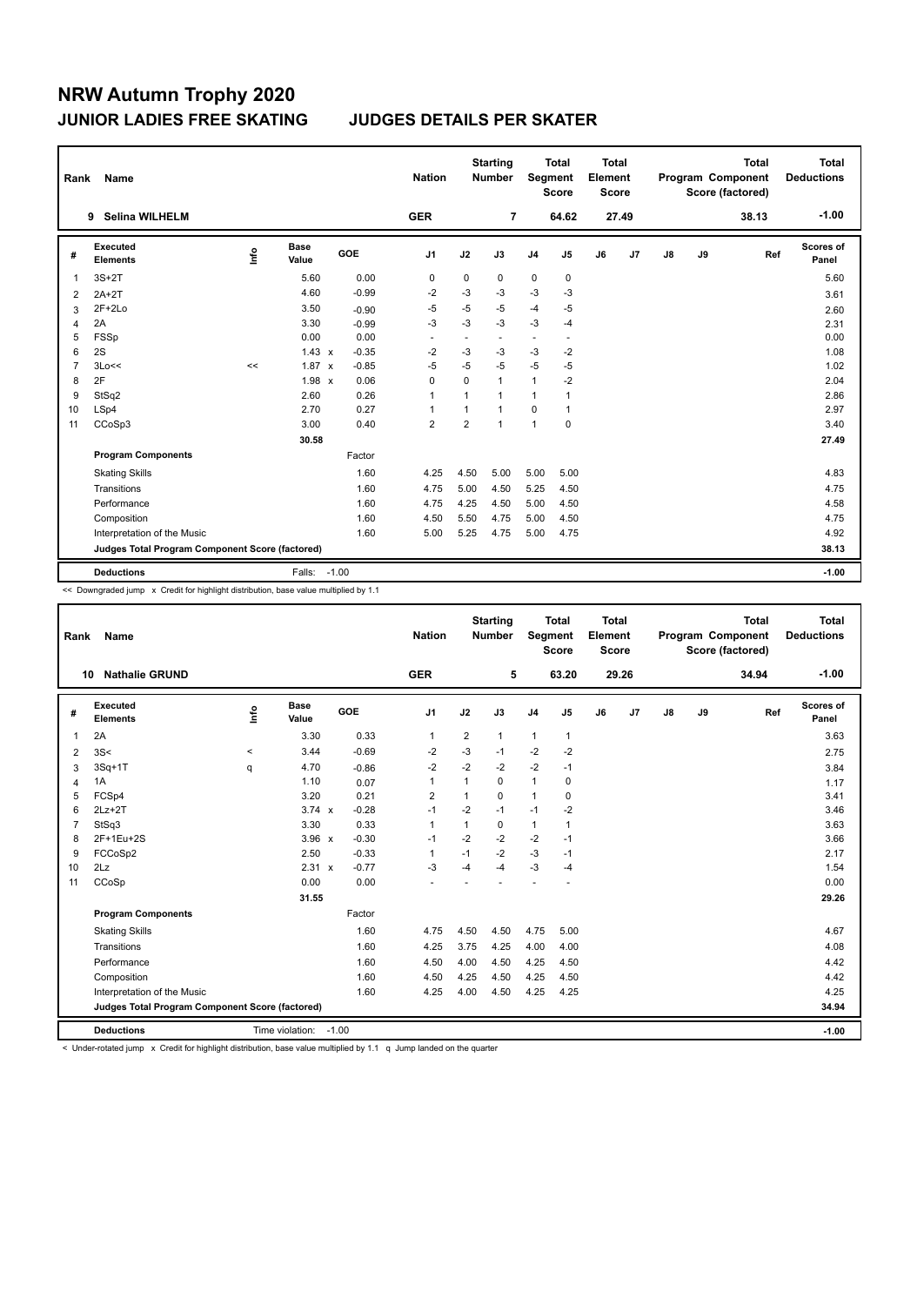# NRW Autumn Trophy 2020

## JUNIOR LADIES FREE SKATING — JUDGES DETAILS PER SKATER

| Rank | Name | Nation | Starting Number | Total Segment Score | Total Element Score | Total Program Component Score (factored) | Total Deductions |
|---|---|---|---|---|---|---|---|
| 9 | Selina WILHELM | GER | 7 | 64.62 | 27.49 | 38.13 | -1.00 |

| # | Executed Elements | Info | Base Value | | GOE | J1 | J2 | J3 | J4 | J5 | J6 | J7 | J8 | J9 | Ref | Scores of Panel |
|---|---|---|---|---|---|---|---|---|---|---|---|---|---|---|---|---|
| 1 | 3S+2T | | 5.60 | | 0.00 | 0 | 0 | 0 | 0 | 0 | | | | | | 5.60 |
| 2 | 2A+2T | | 4.60 | | -0.99 | -2 | -3 | -3 | -3 | -3 | | | | | | 3.61 |
| 3 | 2F+2Lo | | 3.50 | | -0.90 | -5 | -5 | -5 | -4 | -5 | | | | | | 2.60 |
| 4 | 2A | | 3.30 | | -0.99 | -3 | -3 | -3 | -3 | -4 | | | | | | 2.31 |
| 5 | FSSp | | 0.00 | | 0.00 | - | - | - | - | - | | | | | | 0.00 |
| 6 | 2S | | 1.43 | x | -0.35 | -2 | -3 | -3 | -3 | -2 | | | | | | 1.08 |
| 7 | 3Lo<< | << | 1.87 | x | -0.85 | -5 | -5 | -5 | -5 | -5 | | | | | | 1.02 |
| 8 | 2F | | 1.98 | x | 0.06 | 0 | 0 | 1 | 1 | -2 | | | | | | 2.04 |
| 9 | StSq2 | | 2.60 | | 0.26 | 1 | 1 | 1 | 1 | 1 | | | | | | 2.86 |
| 10 | LSp4 | | 2.70 | | 0.27 | 1 | 1 | 1 | 0 | 1 | | | | | | 2.97 |
| 11 | CCoSp3 | | 3.00 | | 0.40 | 2 | 2 | 1 | 1 | 0 | | | | | | 3.40 |
| | | | 30.58 | | | | | | | | | | | | | 27.49 |
| | **Program Components** | | | | Factor | | | | | | | | | | | |
| | Skating Skills | | | | 1.60 | 4.25 | 4.50 | 5.00 | 5.00 | 5.00 | | | | | | 4.83 |
| | Transitions | | | | 1.60 | 4.75 | 5.00 | 4.50 | 5.25 | 4.50 | | | | | | 4.75 |
| | Performance | | | | 1.60 | 4.75 | 4.25 | 4.50 | 5.00 | 4.50 | | | | | | 4.58 |
| | Composition | | | | 1.60 | 4.50 | 5.50 | 4.75 | 5.00 | 4.50 | | | | | | 4.75 |
| | Interpretation of the Music | | | | 1.60 | 5.00 | 5.25 | 4.75 | 5.00 | 4.75 | | | | | | 4.92 |
| | **Judges Total Program Component Score (factored)** | | | | | | | | | | | | | | | 38.13 |
| | **Deductions** | | Falls: | | -1.00 | | | | | | | | | | | -1.00 |

<< Downgraded jump x Credit for highlight distribution, base value multiplied by 1.1

| Rank | Name | Nation | Starting Number | Total Segment Score | Total Element Score | Total Program Component Score (factored) | Total Deductions |
|---|---|---|---|---|---|---|---|
| 10 | Nathalie GRUND | GER | 5 | 63.20 | 29.26 | 34.94 | -1.00 |

| # | Executed Elements | Info | Base Value | | GOE | J1 | J2 | J3 | J4 | J5 | J6 | J7 | J8 | J9 | Ref | Scores of Panel |
|---|---|---|---|---|---|---|---|---|---|---|---|---|---|---|---|---|
| 1 | 2A | | 3.30 | | 0.33 | 1 | 2 | 1 | 1 | 1 | | | | | | 3.63 |
| 2 | 3S< | < | 3.44 | | -0.69 | -2 | -3 | -1 | -2 | -2 | | | | | | 2.75 |
| 3 | 3Sq+1T | q | 4.70 | | -0.86 | -2 | -2 | -2 | -2 | -1 | | | | | | 3.84 |
| 4 | 1A | | 1.10 | | 0.07 | 1 | 1 | 0 | 1 | 0 | | | | | | 1.17 |
| 5 | FCSp4 | | 3.20 | | 0.21 | 2 | 1 | 0 | 1 | 0 | | | | | | 3.41 |
| 6 | 2Lz+2T | | 3.74 | x | -0.28 | -1 | -2 | -1 | -1 | -2 | | | | | | 3.46 |
| 7 | StSq3 | | 3.30 | | 0.33 | 1 | 1 | 0 | 1 | 1 | | | | | | 3.63 |
| 8 | 2F+1Eu+2S | | 3.96 | x | -0.30 | -1 | -2 | -2 | -2 | -1 | | | | | | 3.66 |
| 9 | FCCoSp2 | | 2.50 | | -0.33 | 1 | -1 | -2 | -3 | -1 | | | | | | 2.17 |
| 10 | 2Lz | | 2.31 | x | -0.77 | -3 | -4 | -4 | -3 | -4 | | | | | | 1.54 |
| 11 | CCoSp | | 0.00 | | 0.00 | - | - | - | - | - | | | | | | 0.00 |
| | | | 31.55 | | | | | | | | | | | | | 29.26 |
| | **Program Components** | | | | Factor | | | | | | | | | | | |
| | Skating Skills | | | | 1.60 | 4.75 | 4.50 | 4.50 | 4.75 | 5.00 | | | | | | 4.67 |
| | Transitions | | | | 1.60 | 4.25 | 3.75 | 4.25 | 4.00 | 4.00 | | | | | | 4.08 |
| | Performance | | | | 1.60 | 4.50 | 4.00 | 4.50 | 4.25 | 4.50 | | | | | | 4.42 |
| | Composition | | | | 1.60 | 4.50 | 4.25 | 4.50 | 4.25 | 4.50 | | | | | | 4.42 |
| | Interpretation of the Music | | | | 1.60 | 4.25 | 4.00 | 4.50 | 4.25 | 4.25 | | | | | | 4.25 |
| | **Judges Total Program Component Score (factored)** | | | | | | | | | | | | | | | 34.94 |
| | **Deductions** | | Time violation: | | -1.00 | | | | | | | | | | | -1.00 |

< Under-rotated jump x Credit for highlight distribution, base value multiplied by 1.1 q Jump landed on the quarter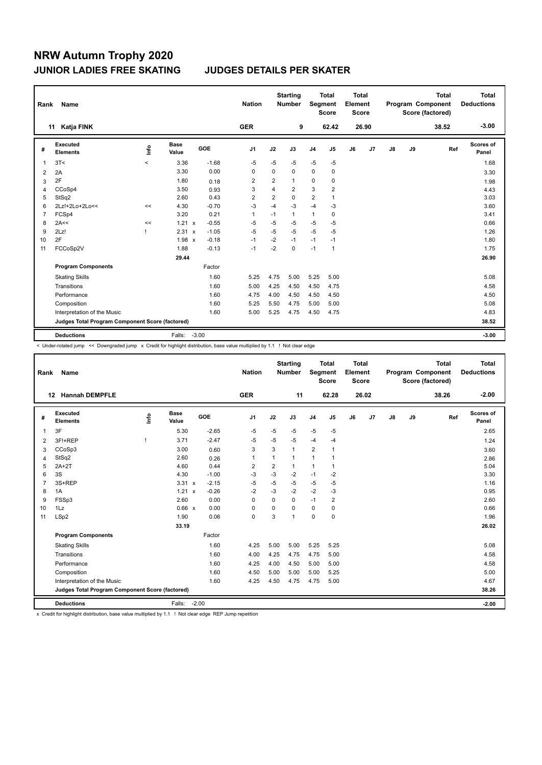# NRW Autumn Trophy 2020

## JUNIOR LADIES FREE SKATING JUDGES DETAILS PER SKATER

| Rank | Name | Nation | Starting Number | Total Segment Score | Total Element Score | Total Program Component Score (factored) | Total Deductions |
|---|---|---|---|---|---|---|---|
| 11 | Katja FINK | GER | 9 | 62.42 | 26.90 | 38.52 | -3.00 |

| # | Executed Elements | Info | Base Value | | GOE | J1 | J2 | J3 | J4 | J5 | J6 | J7 | J8 | J9 | Ref | Scores of Panel |
|---|---|---|---|---|---|---|---|---|---|---|---|---|---|---|---|---|
| 1 | 3T< | < | 3.36 | | -1.68 | -5 | -5 | -5 | -5 | -5 | | | | | | 1.68 |
| 2 | 2A | | 3.30 | | 0.00 | 0 | 0 | 0 | 0 | 0 | | | | | | 3.30 |
| 3 | 2F | | 1.80 | | 0.18 | 2 | 2 | 1 | 0 | 0 | | | | | | 1.98 |
| 4 | CCoSp4 | | 3.50 | | 0.93 | 3 | 4 | 2 | 3 | 2 | | | | | | 4.43 |
| 5 | StSq2 | | 2.60 | | 0.43 | 2 | 2 | 0 | 2 | 1 | | | | | | 3.03 |
| 6 | 2Lz!+2Lo+2Lo<< | << | 4.30 | | -0.70 | -3 | -4 | -3 | -4 | -3 | | | | | | 3.60 |
| 7 | FCSp4 | | 3.20 | | 0.21 | 1 | -1 | 1 | 1 | 0 | | | | | | 3.41 |
| 8 | 2A<< | << | 1.21 | x | -0.55 | -5 | -5 | -5 | -5 | -5 | | | | | | 0.66 |
| 9 | 2Lz! | ! | 2.31 | x | -1.05 | -5 | -5 | -5 | -5 | -5 | | | | | | 1.26 |
| 10 | 2F | | 1.98 | x | -0.18 | -1 | -2 | -1 | -1 | -1 | | | | | | 1.80 |
| 11 | FCCoSp2V | | 1.88 | | -0.13 | -1 | -2 | 0 | -1 | 1 | | | | | | 1.75 |
| | | | 29.44 | | | | | | | | | | | | | 26.90 |
| | **Program Components** | | | | Factor | | | | | | | | | | | |
| | Skating Skills | | | | 1.60 | 5.25 | 4.75 | 5.00 | 5.25 | 5.00 | | | | | | 5.08 |
| | Transitions | | | | 1.60 | 5.00 | 4.25 | 4.50 | 4.50 | 4.75 | | | | | | 4.58 |
| | Performance | | | | 1.60 | 4.75 | 4.00 | 4.50 | 4.50 | 4.50 | | | | | | 4.50 |
| | Composition | | | | 1.60 | 5.25 | 5.50 | 4.75 | 5.00 | 5.00 | | | | | | 5.08 |
| | Interpretation of the Music | | | | 1.60 | 5.00 | 5.25 | 4.75 | 4.50 | 4.75 | | | | | | 4.83 |
| | **Judges Total Program Component Score (factored)** | | | | | | | | | | | | | | | 38.52 |
| | **Deductions** | | Falls: | | -3.00 | | | | | | | | | | | -3.00 |

< Under-rotated jump << Downgraded jump x Credit for highlight distribution, base value multiplied by 1.1 ! Not clear edge

| Rank | Name | Nation | Starting Number | Total Segment Score | Total Element Score | Total Program Component Score (factored) | Total Deductions |
|---|---|---|---|---|---|---|---|
| 12 | Hannah DEMPFLE | GER | 11 | 62.28 | 26.02 | 38.26 | -2.00 |

| # | Executed Elements | Info | Base Value | | GOE | J1 | J2 | J3 | J4 | J5 | J6 | J7 | J8 | J9 | Ref | Scores of Panel |
|---|---|---|---|---|---|---|---|---|---|---|---|---|---|---|---|---|
| 1 | 3F | | 5.30 | | -2.65 | -5 | -5 | -5 | -5 | -5 | | | | | | 2.65 |
| 2 | 3F!+REP | ! | 3.71 | | -2.47 | -5 | -5 | -5 | -4 | -4 | | | | | | 1.24 |
| 3 | CCoSp3 | | 3.00 | | 0.60 | 3 | 3 | 1 | 2 | 1 | | | | | | 3.60 |
| 4 | StSq2 | | 2.60 | | 0.26 | 1 | 1 | 1 | 1 | 1 | | | | | | 2.86 |
| 5 | 2A+2T | | 4.60 | | 0.44 | 2 | 2 | 1 | 1 | 1 | | | | | | 5.04 |
| 6 | 3S | | 4.30 | | -1.00 | -3 | -3 | -2 | -1 | -2 | | | | | | 3.30 |
| 7 | 3S+REP | | 3.31 | x | -2.15 | -5 | -5 | -5 | -5 | -5 | | | | | | 1.16 |
| 8 | 1A | | 1.21 | x | -0.26 | -2 | -3 | -2 | -2 | -3 | | | | | | 0.95 |
| 9 | FSSp3 | | 2.60 | | 0.00 | 0 | 0 | 0 | -1 | 2 | | | | | | 2.60 |
| 10 | 1Lz | | 0.66 | x | 0.00 | 0 | 0 | 0 | 0 | 0 | | | | | | 0.66 |
| 11 | LSp2 | | 1.90 | | 0.06 | 0 | 3 | 1 | 0 | 0 | | | | | | 1.96 |
| | | | 33.19 | | | | | | | | | | | | | 26.02 |
| | **Program Components** | | | | Factor | | | | | | | | | | | |
| | Skating Skills | | | | 1.60 | 4.25 | 5.00 | 5.00 | 5.25 | 5.25 | | | | | | 5.08 |
| | Transitions | | | | 1.60 | 4.00 | 4.25 | 4.75 | 4.75 | 5.00 | | | | | | 4.58 |
| | Performance | | | | 1.60 | 4.25 | 4.00 | 4.50 | 5.00 | 5.00 | | | | | | 4.58 |
| | Composition | | | | 1.60 | 4.50 | 5.00 | 5.00 | 5.00 | 5.25 | | | | | | 5.00 |
| | Interpretation of the Music | | | | 1.60 | 4.25 | 4.50 | 4.75 | 4.75 | 5.00 | | | | | | 4.67 |
| | **Judges Total Program Component Score (factored)** | | | | | | | | | | | | | | | 38.26 |
| | **Deductions** | | Falls: | | -2.00 | | | | | | | | | | | -2.00 |

x Credit for highlight distribution, base value multiplied by 1.1 ! Not clear edge REP Jump repetition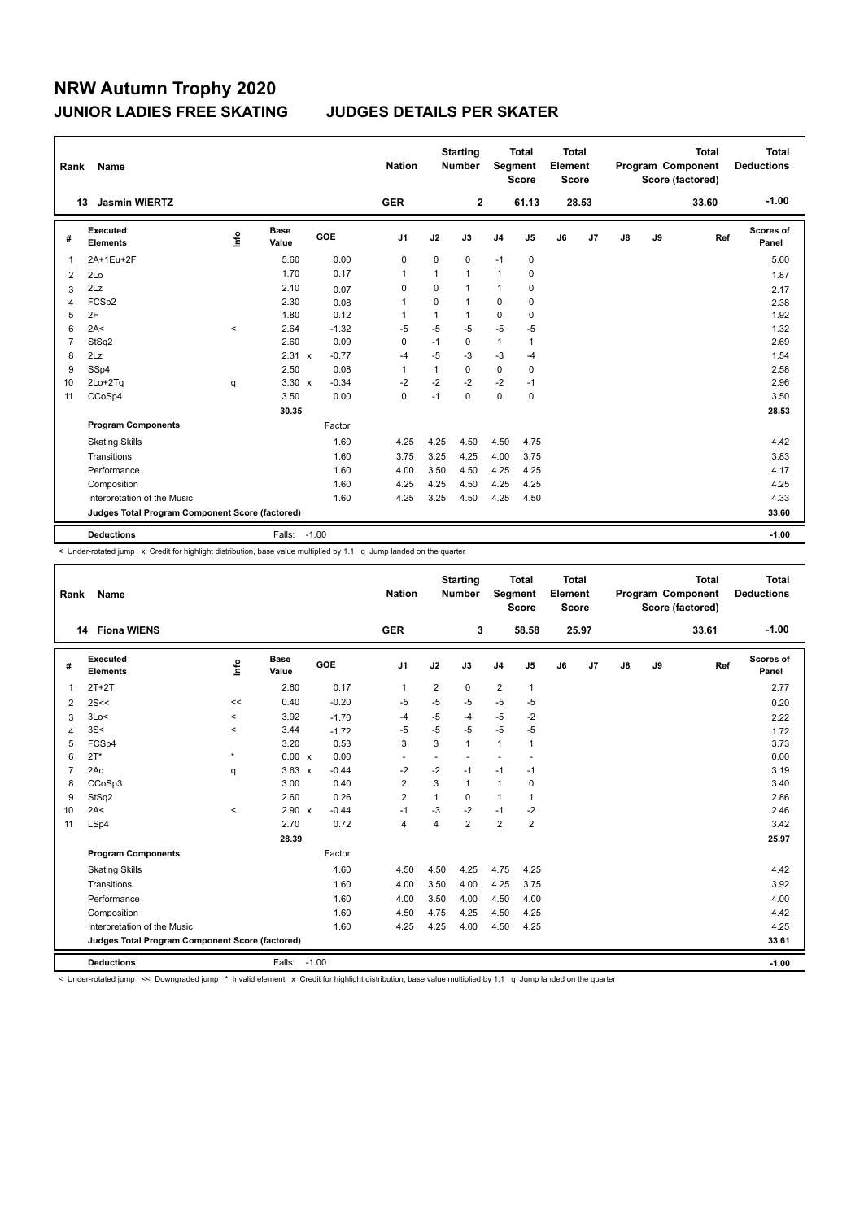# NRW Autumn Trophy 2020

## JUNIOR LADIES FREE SKATING — JUDGES DETAILS PER SKATER

| Rank | Name | Nation | Starting Number | Total Segment Score | Total Element Score | Total Program Component Score (factored) | Total Deductions |
|---|---|---|---|---|---|---|---|
| 13 | Jasmin WIERTZ | GER | 2 | 61.13 | 28.53 | 33.60 | -1.00 |

| # | Executed Elements | Info | Base Value | | GOE | J1 | J2 | J3 | J4 | J5 | J6 | J7 | J8 | J9 | Ref | Scores of Panel |
|---|---|---|---|---|---|---|---|---|---|---|---|---|---|---|---|---|
| 1 | 2A+1Eu+2F | | 5.60 | | 0.00 | 0 | 0 | 0 | -1 | 0 | | | | | | 5.60 |
| 2 | 2Lo | | 1.70 | | 0.17 | 1 | 1 | 1 | 1 | 0 | | | | | | 1.87 |
| 3 | 2Lz | | 2.10 | | 0.07 | 0 | 0 | 1 | 1 | 0 | | | | | | 2.17 |
| 4 | FCSp2 | | 2.30 | | 0.08 | 1 | 0 | 1 | 0 | 0 | | | | | | 2.38 |
| 5 | 2F | | 1.80 | | 0.12 | 1 | 1 | 1 | 0 | 0 | | | | | | 1.92 |
| 6 | 2A< | < | 2.64 | | -1.32 | -5 | -5 | -5 | -5 | -5 | | | | | | 1.32 |
| 7 | StSq2 | | 2.60 | | 0.09 | 0 | -1 | 0 | 1 | 1 | | | | | | 2.69 |
| 8 | 2Lz | | 2.31 | x | -0.77 | -4 | -5 | -3 | -3 | -4 | | | | | | 1.54 |
| 9 | SSp4 | | 2.50 | | 0.08 | 1 | 1 | 0 | 0 | 0 | | | | | | 2.58 |
| 10 | 2Lo+2Tq | q | 3.30 | x | -0.34 | -2 | -2 | -2 | -2 | -1 | | | | | | 2.96 |
| 11 | CCoSp4 | | 3.50 | | 0.00 | 0 | -1 | 0 | 0 | 0 | | | | | | 3.50 |
| | | | 30.35 | | | | | | | | | | | | | 28.53 |
| | **Program Components** | | | | Factor | | | | | | | | | | | |
| | Skating Skills | | | | 1.60 | 4.25 | 4.25 | 4.50 | 4.50 | 4.75 | | | | | | 4.42 |
| | Transitions | | | | 1.60 | 3.75 | 3.25 | 4.25 | 4.00 | 3.75 | | | | | | 3.83 |
| | Performance | | | | 1.60 | 4.00 | 3.50 | 4.50 | 4.25 | 4.25 | | | | | | 4.17 |
| | Composition | | | | 1.60 | 4.25 | 4.25 | 4.50 | 4.25 | 4.25 | | | | | | 4.25 |
| | Interpretation of the Music | | | | 1.60 | 4.25 | 3.25 | 4.50 | 4.25 | 4.50 | | | | | | 4.33 |
| | **Judges Total Program Component Score (factored)** | | | | | | | | | | | | | | | 33.60 |
| | **Deductions** | | Falls: | | -1.00 | | | | | | | | | | | -1.00 |

< Under-rotated jump x Credit for highlight distribution, base value multiplied by 1.1 q Jump landed on the quarter

| Rank | Name | Nation | Starting Number | Total Segment Score | Total Element Score | Total Program Component Score (factored) | Total Deductions |
|---|---|---|---|---|---|---|---|
| 14 | Fiona WIENS | GER | 3 | 58.58 | 25.97 | 33.61 | -1.00 |

| # | Executed Elements | Info | Base Value | | GOE | J1 | J2 | J3 | J4 | J5 | J6 | J7 | J8 | J9 | Ref | Scores of Panel |
|---|---|---|---|---|---|---|---|---|---|---|---|---|---|---|---|---|
| 1 | 2T+2T | | 2.60 | | 0.17 | 1 | 2 | 0 | 2 | 1 | | | | | | 2.77 |
| 2 | 2S<< | << | 0.40 | | -0.20 | -5 | -5 | -5 | -5 | -5 | | | | | | 0.20 |
| 3 | 3Lo< | < | 3.92 | | -1.70 | -4 | -5 | -4 | -5 | -2 | | | | | | 2.22 |
| 4 | 3S< | < | 3.44 | | -1.72 | -5 | -5 | -5 | -5 | -5 | | | | | | 1.72 |
| 5 | FCSp4 | | 3.20 | | 0.53 | 3 | 3 | 1 | 1 | 1 | | | | | | 3.73 |
| 6 | 2T* | * | 0.00 | x | 0.00 | - | - | - | - | - | | | | | | 0.00 |
| 7 | 2Aq | q | 3.63 | x | -0.44 | -2 | -2 | -1 | -1 | -1 | | | | | | 3.19 |
| 8 | CCoSp3 | | 3.00 | | 0.40 | 2 | 3 | 1 | 1 | 0 | | | | | | 3.40 |
| 9 | StSq2 | | 2.60 | | 0.26 | 2 | 1 | 0 | 1 | 1 | | | | | | 2.86 |
| 10 | 2A< | < | 2.90 | x | -0.44 | -1 | -3 | -2 | -1 | -2 | | | | | | 2.46 |
| 11 | LSp4 | | 2.70 | | 0.72 | 4 | 4 | 2 | 2 | 2 | | | | | | 3.42 |
| | | | 28.39 | | | | | | | | | | | | | 25.97 |
| | **Program Components** | | | | Factor | | | | | | | | | | | |
| | Skating Skills | | | | 1.60 | 4.50 | 4.50 | 4.25 | 4.75 | 4.25 | | | | | | 4.42 |
| | Transitions | | | | 1.60 | 4.00 | 3.50 | 4.00 | 4.25 | 3.75 | | | | | | 3.92 |
| | Performance | | | | 1.60 | 4.00 | 3.50 | 4.00 | 4.50 | 4.00 | | | | | | 4.00 |
| | Composition | | | | 1.60 | 4.50 | 4.75 | 4.25 | 4.50 | 4.25 | | | | | | 4.42 |
| | Interpretation of the Music | | | | 1.60 | 4.25 | 4.25 | 4.00 | 4.50 | 4.25 | | | | | | 4.25 |
| | **Judges Total Program Component Score (factored)** | | | | | | | | | | | | | | | 33.61 |
| | **Deductions** | | Falls: | | -1.00 | | | | | | | | | | | -1.00 |

< Under-rotated jump << Downgraded jump * Invalid element x Credit for highlight distribution, base value multiplied by 1.1 q Jump landed on the quarter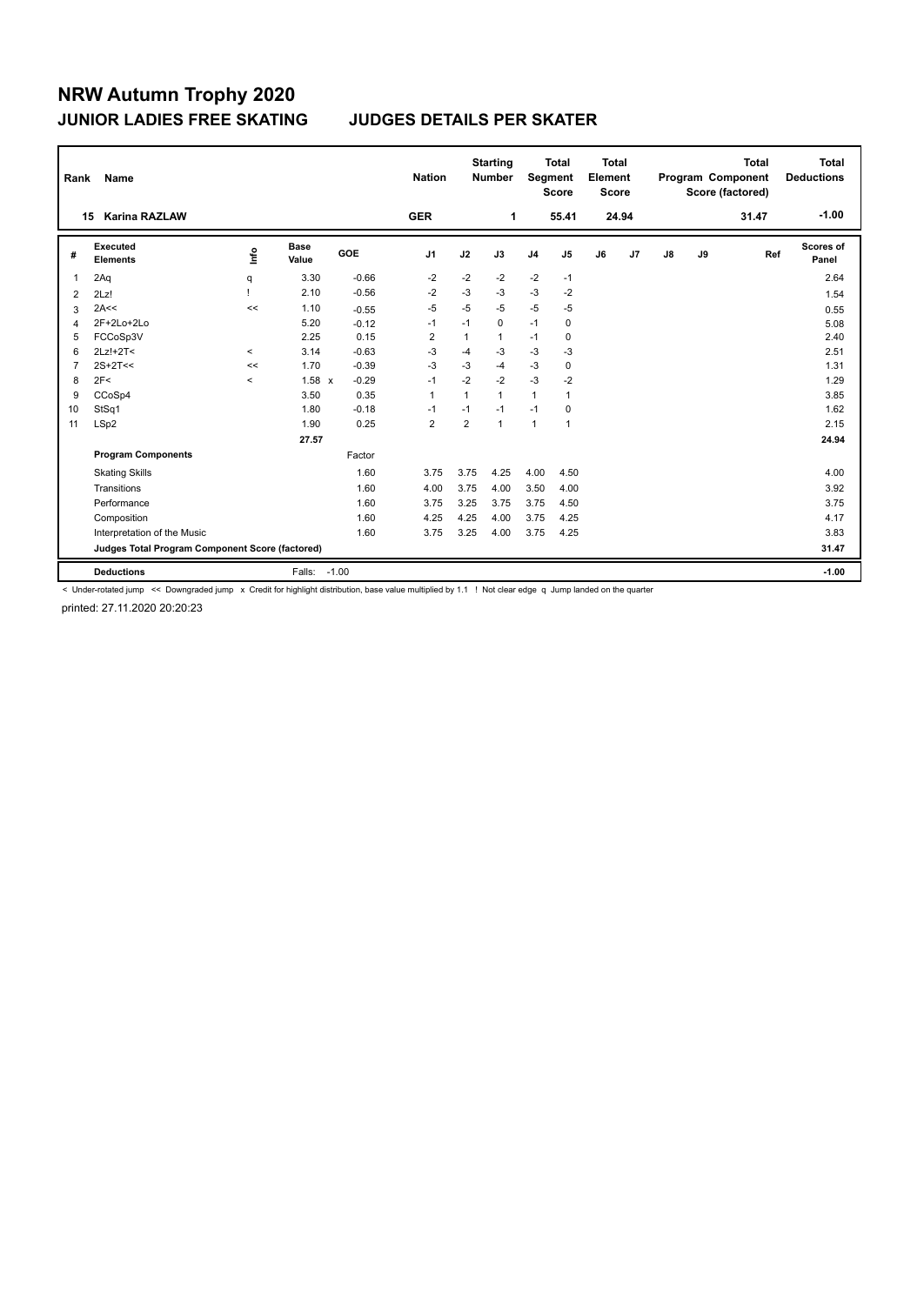# NRW Autumn Trophy 2020

## JUNIOR LADIES FREE SKATING JUDGES DETAILS PER SKATER

| Rank | Name | Nation | Starting Number | Total Segment Score | Total Element Score | Total Program Component Score (factored) | Total Deductions |
|---|---|---|---|---|---|---|---|
| 15 | Karina RAZLAW | GER | 1 | 55.41 | 24.94 | 31.47 | -1.00 |

| # | Executed Elements | Info | Base Value | | GOE | J1 | J2 | J3 | J4 | J5 | J6 | J7 | J8 | J9 | Ref | Scores of Panel |
|---|---|---|---|---|---|---|---|---|---|---|---|---|---|---|---|---|
| 1 | 2Aq | q | 3.30 | | -0.66 | -2 | -2 | -2 | -2 | -1 | | | | | | 2.64 |
| 2 | 2Lz! | ! | 2.10 | | -0.56 | -2 | -3 | -3 | -3 | -2 | | | | | | 1.54 |
| 3 | 2A<< | << | 1.10 | | -0.55 | -5 | -5 | -5 | -5 | -5 | | | | | | 0.55 |
| 4 | 2F+2Lo+2Lo | | 5.20 | | -0.12 | -1 | -1 | 0 | -1 | 0 | | | | | | 5.08 |
| 5 | FCCoSp3V | | 2.25 | | 0.15 | 2 | 1 | 1 | -1 | 0 | | | | | | 2.40 |
| 6 | 2Lz!+2T< | < | 3.14 | | -0.63 | -3 | -4 | -3 | -3 | -3 | | | | | | 2.51 |
| 7 | 2S+2T<< | << | 1.70 | | -0.39 | -3 | -3 | -4 | -3 | 0 | | | | | | 1.31 |
| 8 | 2F< | < | 1.58 | x | -0.29 | -1 | -2 | -2 | -3 | -2 | | | | | | 1.29 |
| 9 | CCoSp4 | | 3.50 | | 0.35 | 1 | 1 | 1 | 1 | 1 | | | | | | 3.85 |
| 10 | StSq1 | | 1.80 | | -0.18 | -1 | -1 | -1 | -1 | 0 | | | | | | 1.62 |
| 11 | LSp2 | | 1.90 | | 0.25 | 2 | 2 | 1 | 1 | 1 | | | | | | 2.15 |
| | | | 27.57 | | | | | | | | | | | | | 24.94 |
| | **Program Components** | | | | Factor | | | | | | | | | | | |
| | Skating Skills | | | | 1.60 | 3.75 | 3.75 | 4.25 | 4.00 | 4.50 | | | | | | 4.00 |
| | Transitions | | | | 1.60 | 4.00 | 3.75 | 4.00 | 3.50 | 4.00 | | | | | | 3.92 |
| | Performance | | | | 1.60 | 3.75 | 3.25 | 3.75 | 3.75 | 4.50 | | | | | | 3.75 |
| | Composition | | | | 1.60 | 4.25 | 4.25 | 4.00 | 3.75 | 4.25 | | | | | | 4.17 |
| | Interpretation of the Music | | | | 1.60 | 3.75 | 3.25 | 4.00 | 3.75 | 4.25 | | | | | | 3.83 |
| | **Judges Total Program Component Score (factored)** | | | | | | | | | | | | | | | 31.47 |
| | **Deductions** | | Falls: | | -1.00 | | | | | | | | | | | -1.00 |

< Under-rotated jump << Downgraded jump x Credit for highlight distribution, base value multiplied by 1.1 ! Not clear edge q Jump landed on the quarter

printed: 27.11.2020 20:20:23